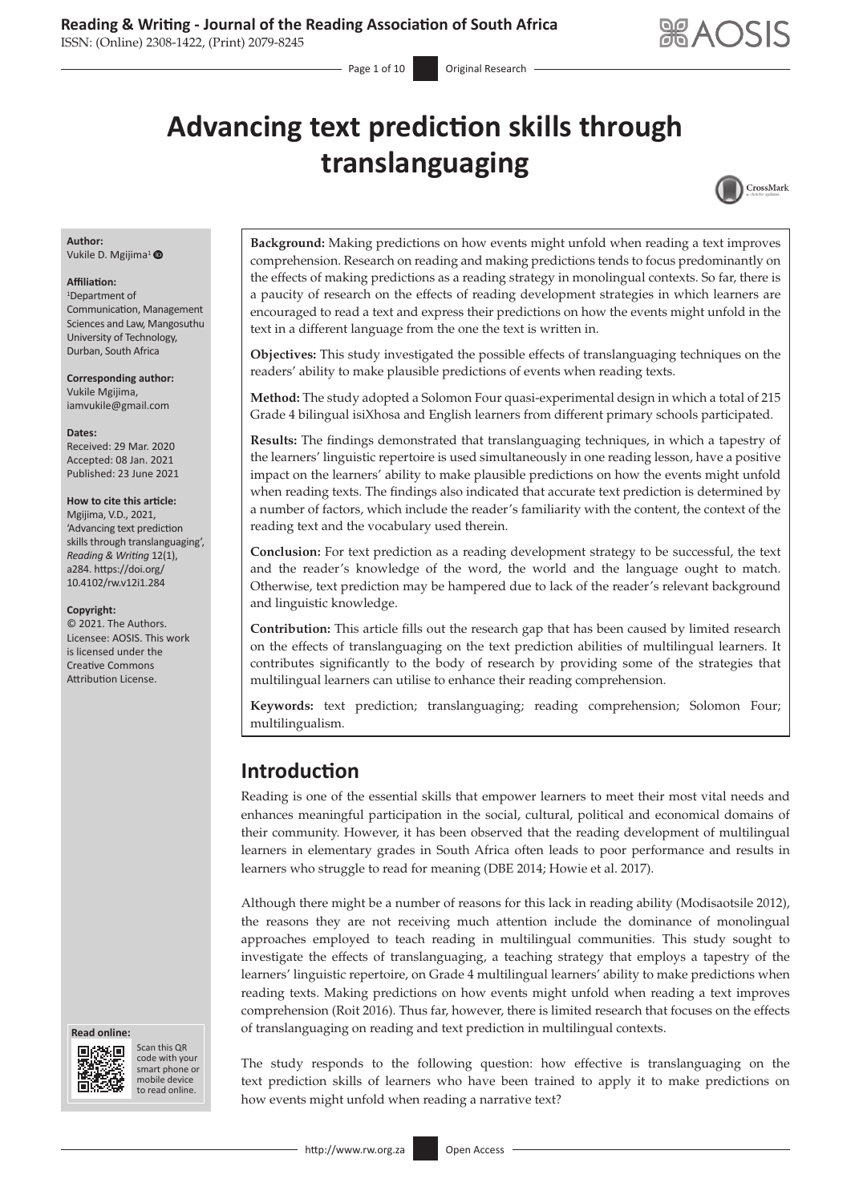# Advancing text prediction skills through translanguaging

**Author:**
Vukile D. Mgijima[1]

**Affiliation:**
[1]Department of Communication, Management Sciences and Law, Mangosuthu University of Technology, Durban, South Africa

**Corresponding author:**
Vukile Mgijima,
iamvukile@gmail.com

**Dates:**
Received: 29 Mar. 2020
Accepted: 08 Jan. 2021
Published: 23 June 2021

**How to cite this article:**
Mgijima, V.D., 2021, 'Advancing text prediction skills through translanguaging', *Reading & Writing* 12(1), a284. https://doi.org/10.4102/rw.v12i1.284

**Copyright:**
© 2021. The Authors. Licensee: AOSIS. This work is licensed under the Creative Commons Attribution License.

**Background:** Making predictions on how events might unfold when reading a text improves comprehension. Research on reading and making predictions tends to focus predominantly on the effects of making predictions as a reading strategy in monolingual contexts. So far, there is a paucity of research on the effects of reading development strategies in which learners are encouraged to read a text and express their predictions on how the events might unfold in the text in a different language from the one the text is written in.

**Objectives:** This study investigated the possible effects of translanguaging techniques on the readers' ability to make plausible predictions of events when reading texts.

**Method:** The study adopted a Solomon Four quasi-experimental design in which a total of 215 Grade 4 bilingual isiXhosa and English learners from different primary schools participated.

**Results:** The findings demonstrated that translanguaging techniques, in which a tapestry of the learners' linguistic repertoire is used simultaneously in one reading lesson, have a positive impact on the learners' ability to make plausible predictions on how the events might unfold when reading texts. The findings also indicated that accurate text prediction is determined by a number of factors, which include the reader's familiarity with the content, the context of the reading text and the vocabulary used therein.

**Conclusion:** For text prediction as a reading development strategy to be successful, the text and the reader's knowledge of the word, the world and the language ought to match. Otherwise, text prediction may be hampered due to lack of the reader's relevant background and linguistic knowledge.

**Contribution:** This article fills out the research gap that has been caused by limited research on the effects of translanguaging on the text prediction abilities of multilingual learners. It contributes significantly to the body of research by providing some of the strategies that multilingual learners can utilise to enhance their reading comprehension.

**Keywords:** text prediction; translanguaging; reading comprehension; Solomon Four; multilingualism.

## Introduction

Reading is one of the essential skills that empower learners to meet their most vital needs and enhances meaningful participation in the social, cultural, political and economical domains of their community. However, it has been observed that the reading development of multilingual learners in elementary grades in South Africa often leads to poor performance and results in learners who struggle to read for meaning (DBE 2014; Howie et al. 2017).

Although there might be a number of reasons for this lack in reading ability (Modisaotsile 2012), the reasons they are not receiving much attention include the dominance of monolingual approaches employed to teach reading in multilingual communities. This study sought to investigate the effects of translanguaging, a teaching strategy that employs a tapestry of the learners' linguistic repertoire, on Grade 4 multilingual learners' ability to make predictions when reading texts. Making predictions on how events might unfold when reading a text improves comprehension (Roit 2016). Thus far, however, there is limited research that focuses on the effects of translanguaging on reading and text prediction in multilingual contexts.

The study responds to the following question: how effective is translanguaging on the text prediction skills of learners who have been trained to apply it to make predictions on how events might unfold when reading a narrative text?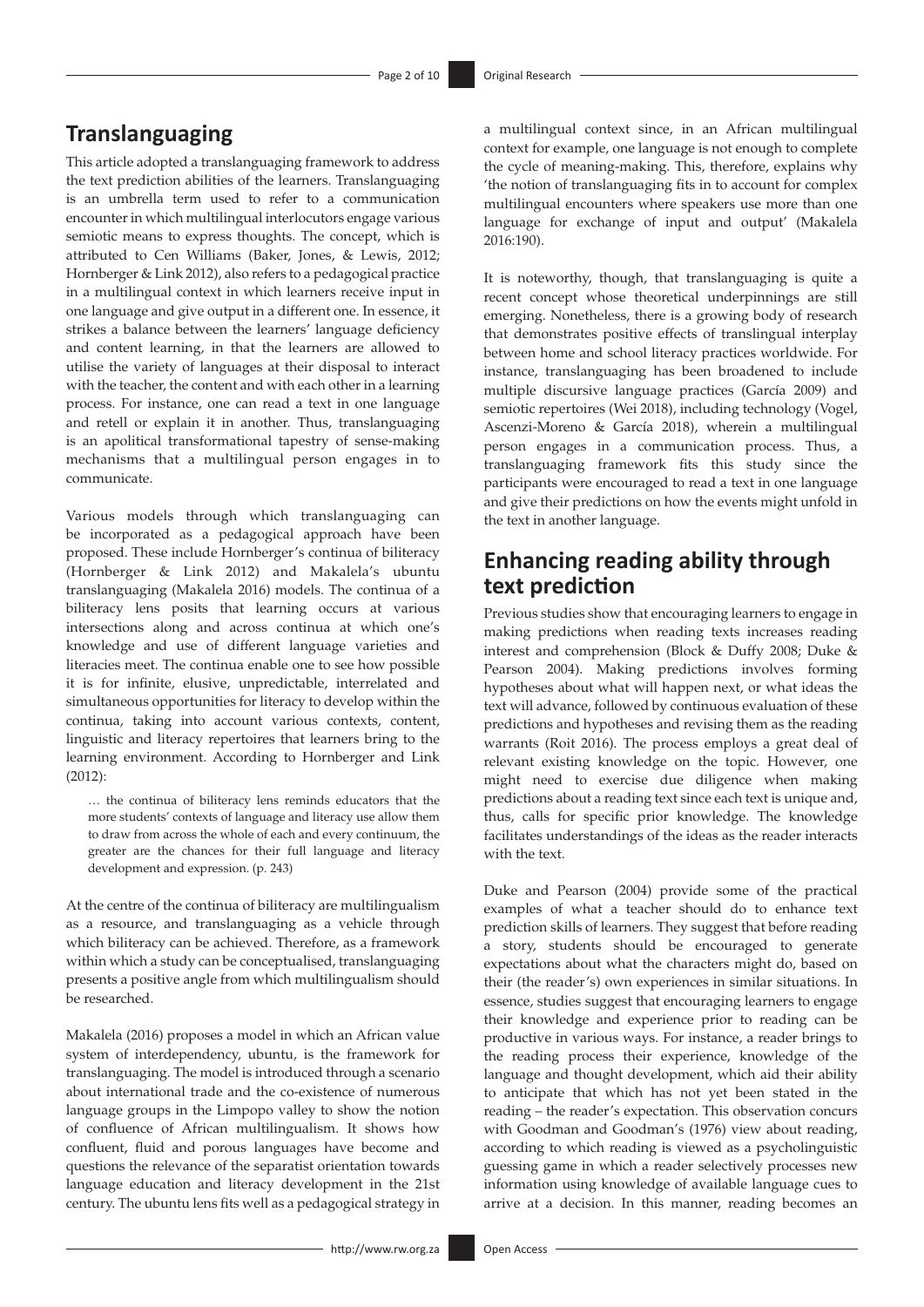## Translanguaging

This article adopted a translanguaging framework to address the text prediction abilities of the learners. Translanguaging is an umbrella term used to refer to a communication encounter in which multilingual interlocutors engage various semiotic means to express thoughts. The concept, which is attributed to Cen Williams (Baker, Jones, & Lewis, 2012; Hornberger & Link 2012), also refers to a pedagogical practice in a multilingual context in which learners receive input in one language and give output in a different one. In essence, it strikes a balance between the learners' language deficiency and content learning, in that the learners are allowed to utilise the variety of languages at their disposal to interact with the teacher, the content and with each other in a learning process. For instance, one can read a text in one language and retell or explain it in another. Thus, translanguaging is an apolitical transformational tapestry of sense-making mechanisms that a multilingual person engages in to communicate.

Various models through which translanguaging can be incorporated as a pedagogical approach have been proposed. These include Hornberger's continua of biliteracy (Hornberger & Link 2012) and Makalela's ubuntu translanguaging (Makalela 2016) models. The continua of a biliteracy lens posits that learning occurs at various intersections along and across continua at which one's knowledge and use of different language varieties and literacies meet. The continua enable one to see how possible it is for infinite, elusive, unpredictable, interrelated and simultaneous opportunities for literacy to develop within the continua, taking into account various contexts, content, linguistic and literacy repertoires that learners bring to the learning environment. According to Hornberger and Link (2012):

> … the continua of biliteracy lens reminds educators that the more students' contexts of language and literacy use allow them to draw from across the whole of each and every continuum, the greater are the chances for their full language and literacy development and expression. (p. 243)

At the centre of the continua of biliteracy are multilingualism as a resource, and translanguaging as a vehicle through which biliteracy can be achieved. Therefore, as a framework within which a study can be conceptualised, translanguaging presents a positive angle from which multilingualism should be researched.

Makalela (2016) proposes a model in which an African value system of interdependency, ubuntu, is the framework for translanguaging. The model is introduced through a scenario about international trade and the co-existence of numerous language groups in the Limpopo valley to show the notion of confluence of African multilingualism. It shows how confluent, fluid and porous languages have become and questions the relevance of the separatist orientation towards language education and literacy development in the 21st century. The ubuntu lens fits well as a pedagogical strategy in a multilingual context since, in an African multilingual context for example, one language is not enough to complete the cycle of meaning-making. This, therefore, explains why 'the notion of translanguaging fits in to account for complex multilingual encounters where speakers use more than one language for exchange of input and output' (Makalela 2016:190).

It is noteworthy, though, that translanguaging is quite a recent concept whose theoretical underpinnings are still emerging. Nonetheless, there is a growing body of research that demonstrates positive effects of translingual interplay between home and school literacy practices worldwide. For instance, translanguaging has been broadened to include multiple discursive language practices (García 2009) and semiotic repertoires (Wei 2018), including technology (Vogel, Ascenzi-Moreno & García 2018), wherein a multilingual person engages in a communication process. Thus, a translanguaging framework fits this study since the participants were encouraged to read a text in one language and give their predictions on how the events might unfold in the text in another language.

## Enhancing reading ability through text prediction

Previous studies show that encouraging learners to engage in making predictions when reading texts increases reading interest and comprehension (Block & Duffy 2008; Duke & Pearson 2004). Making predictions involves forming hypotheses about what will happen next, or what ideas the text will advance, followed by continuous evaluation of these predictions and hypotheses and revising them as the reading warrants (Roit 2016). The process employs a great deal of relevant existing knowledge on the topic. However, one might need to exercise due diligence when making predictions about a reading text since each text is unique and, thus, calls for specific prior knowledge. The knowledge facilitates understandings of the ideas as the reader interacts with the text.

Duke and Pearson (2004) provide some of the practical examples of what a teacher should do to enhance text prediction skills of learners. They suggest that before reading a story, students should be encouraged to generate expectations about what the characters might do, based on their (the reader's) own experiences in similar situations. In essence, studies suggest that encouraging learners to engage their knowledge and experience prior to reading can be productive in various ways. For instance, a reader brings to the reading process their experience, knowledge of the language and thought development, which aid their ability to anticipate that which has not yet been stated in the reading – the reader's expectation. This observation concurs with Goodman and Goodman's (1976) view about reading, according to which reading is viewed as a psycholinguistic guessing game in which a reader selectively processes new information using knowledge of available language cues to arrive at a decision. In this manner, reading becomes an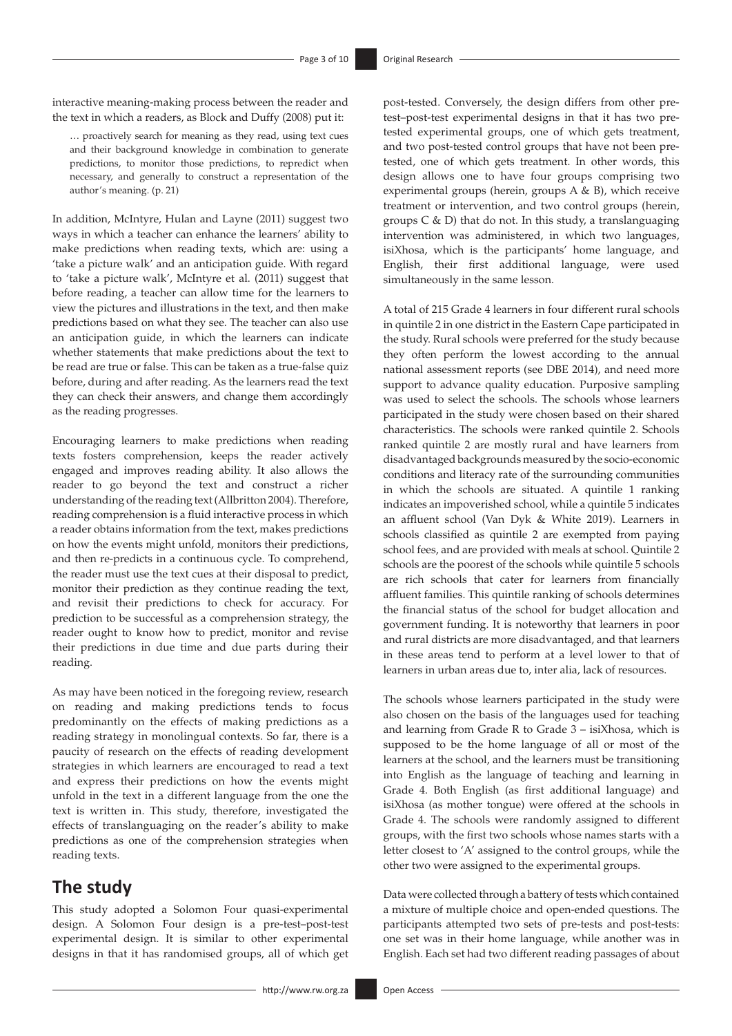interactive meaning-making process between the reader and the text in which a readers, as Block and Duffy (2008) put it:

> … proactively search for meaning as they read, using text cues and their background knowledge in combination to generate predictions, to monitor those predictions, to repredict when necessary, and generally to construct a representation of the author's meaning. (p. 21)

In addition, McIntyre, Hulan and Layne (2011) suggest two ways in which a teacher can enhance the learners' ability to make predictions when reading texts, which are: using a 'take a picture walk' and an anticipation guide. With regard to 'take a picture walk', McIntyre et al. (2011) suggest that before reading, a teacher can allow time for the learners to view the pictures and illustrations in the text, and then make predictions based on what they see. The teacher can also use an anticipation guide, in which the learners can indicate whether statements that make predictions about the text to be read are true or false. This can be taken as a true-false quiz before, during and after reading. As the learners read the text they can check their answers, and change them accordingly as the reading progresses.

Encouraging learners to make predictions when reading texts fosters comprehension, keeps the reader actively engaged and improves reading ability. It also allows the reader to go beyond the text and construct a richer understanding of the reading text (Allbritton 2004). Therefore, reading comprehension is a fluid interactive process in which a reader obtains information from the text, makes predictions on how the events might unfold, monitors their predictions, and then re-predicts in a continuous cycle. To comprehend, the reader must use the text cues at their disposal to predict, monitor their prediction as they continue reading the text, and revisit their predictions to check for accuracy. For prediction to be successful as a comprehension strategy, the reader ought to know how to predict, monitor and revise their predictions in due time and due parts during their reading.

As may have been noticed in the foregoing review, research on reading and making predictions tends to focus predominantly on the effects of making predictions as a reading strategy in monolingual contexts. So far, there is a paucity of research on the effects of reading development strategies in which learners are encouraged to read a text and express their predictions on how the events might unfold in the text in a different language from the one the text is written in. This study, therefore, investigated the effects of translanguaging on the reader's ability to make predictions as one of the comprehension strategies when reading texts.

## The study

This study adopted a Solomon Four quasi-experimental design. A Solomon Four design is a pre-test–post-test experimental design. It is similar to other experimental designs in that it has randomised groups, all of which get post-tested. Conversely, the design differs from other pre-test–post-test experimental designs in that it has two pre-tested experimental groups, one of which gets treatment, and two post-tested control groups that have not been pre-tested, one of which gets treatment. In other words, this design allows one to have four groups comprising two experimental groups (herein, groups A & B), which receive treatment or intervention, and two control groups (herein, groups C & D) that do not. In this study, a translanguaging intervention was administered, in which two languages, isiXhosa, which is the participants' home language, and English, their first additional language, were used simultaneously in the same lesson.

A total of 215 Grade 4 learners in four different rural schools in quintile 2 in one district in the Eastern Cape participated in the study. Rural schools were preferred for the study because they often perform the lowest according to the annual national assessment reports (see DBE 2014), and need more support to advance quality education. Purposive sampling was used to select the schools. The schools whose learners participated in the study were chosen based on their shared characteristics. The schools were ranked quintile 2. Schools ranked quintile 2 are mostly rural and have learners from disadvantaged backgrounds measured by the socio-economic conditions and literacy rate of the surrounding communities in which the schools are situated. A quintile 1 ranking indicates an impoverished school, while a quintile 5 indicates an affluent school (Van Dyk & White 2019). Learners in schools classified as quintile 2 are exempted from paying school fees, and are provided with meals at school. Quintile 2 schools are the poorest of the schools while quintile 5 schools are rich schools that cater for learners from financially affluent families. This quintile ranking of schools determines the financial status of the school for budget allocation and government funding. It is noteworthy that learners in poor and rural districts are more disadvantaged, and that learners in these areas tend to perform at a level lower to that of learners in urban areas due to, inter alia, lack of resources.

The schools whose learners participated in the study were also chosen on the basis of the languages used for teaching and learning from Grade R to Grade 3 – isiXhosa, which is supposed to be the home language of all or most of the learners at the school, and the learners must be transitioning into English as the language of teaching and learning in Grade 4. Both English (as first additional language) and isiXhosa (as mother tongue) were offered at the schools in Grade 4. The schools were randomly assigned to different groups, with the first two schools whose names starts with a letter closest to 'A' assigned to the control groups, while the other two were assigned to the experimental groups.

Data were collected through a battery of tests which contained a mixture of multiple choice and open-ended questions. The participants attempted two sets of pre-tests and post-tests: one set was in their home language, while another was in English. Each set had two different reading passages of about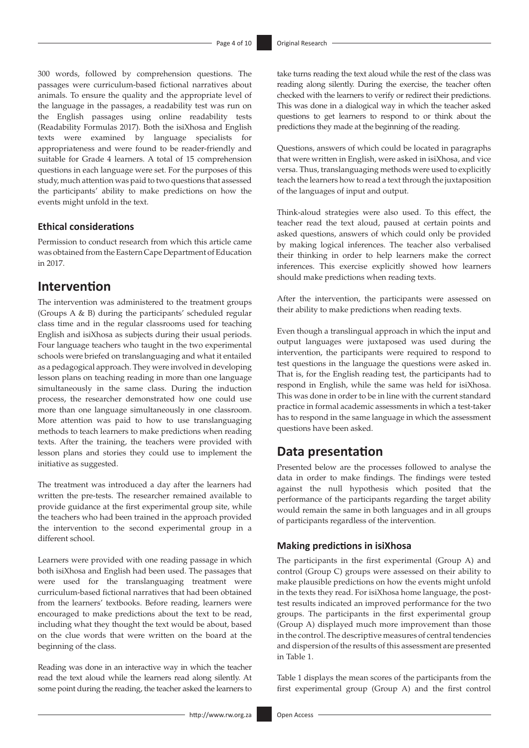300 words, followed by comprehension questions. The passages were curriculum-based fictional narratives about animals. To ensure the quality and the appropriate level of the language in the passages, a readability test was run on the English passages using online readability tests (Readability Formulas 2017). Both the isiXhosa and English texts were examined by language specialists for appropriateness and were found to be reader-friendly and suitable for Grade 4 learners. A total of 15 comprehension questions in each language were set. For the purposes of this study, much attention was paid to two questions that assessed the participants' ability to make predictions on how the events might unfold in the text.

### Ethical considerations

Permission to conduct research from which this article came was obtained from the Eastern Cape Department of Education in 2017.

## Intervention

The intervention was administered to the treatment groups (Groups A & B) during the participants' scheduled regular class time and in the regular classrooms used for teaching English and isiXhosa as subjects during their usual periods. Four language teachers who taught in the two experimental schools were briefed on translanguaging and what it entailed as a pedagogical approach. They were involved in developing lesson plans on teaching reading in more than one language simultaneously in the same class. During the induction process, the researcher demonstrated how one could use more than one language simultaneously in one classroom. More attention was paid to how to use translanguaging methods to teach learners to make predictions when reading texts. After the training, the teachers were provided with lesson plans and stories they could use to implement the initiative as suggested.

The treatment was introduced a day after the learners had written the pre-tests. The researcher remained available to provide guidance at the first experimental group site, while the teachers who had been trained in the approach provided the intervention to the second experimental group in a different school.

Learners were provided with one reading passage in which both isiXhosa and English had been used. The passages that were used for the translanguaging treatment were curriculum-based fictional narratives that had been obtained from the learners' textbooks. Before reading, learners were encouraged to make predictions about the text to be read, including what they thought the text would be about, based on the clue words that were written on the board at the beginning of the class.

Reading was done in an interactive way in which the teacher read the text aloud while the learners read along silently. At some point during the reading, the teacher asked the learners to take turns reading the text aloud while the rest of the class was reading along silently. During the exercise, the teacher often checked with the learners to verify or redirect their predictions. This was done in a dialogical way in which the teacher asked questions to get learners to respond to or think about the predictions they made at the beginning of the reading.

Questions, answers of which could be located in paragraphs that were written in English, were asked in isiXhosa, and vice versa. Thus, translanguaging methods were used to explicitly teach the learners how to read a text through the juxtaposition of the languages of input and output.

Think-aloud strategies were also used. To this effect, the teacher read the text aloud, paused at certain points and asked questions, answers of which could only be provided by making logical inferences. The teacher also verbalised their thinking in order to help learners make the correct inferences. This exercise explicitly showed how learners should make predictions when reading texts.

After the intervention, the participants were assessed on their ability to make predictions when reading texts.

Even though a translingual approach in which the input and output languages were juxtaposed was used during the intervention, the participants were required to respond to test questions in the language the questions were asked in. That is, for the English reading test, the participants had to respond in English, while the same was held for isiXhosa. This was done in order to be in line with the current standard practice in formal academic assessments in which a test-taker has to respond in the same language in which the assessment questions have been asked.

## Data presentation

Presented below are the processes followed to analyse the data in order to make findings. The findings were tested against the null hypothesis which posited that the performance of the participants regarding the target ability would remain the same in both languages and in all groups of participants regardless of the intervention.

### Making predictions in isiXhosa

The participants in the first experimental (Group A) and control (Group C) groups were assessed on their ability to make plausible predictions on how the events might unfold in the texts they read. For isiXhosa home language, the post-test results indicated an improved performance for the two groups. The participants in the first experimental group (Group A) displayed much more improvement than those in the control. The descriptive measures of central tendencies and dispersion of the results of this assessment are presented in Table 1.

Table 1 displays the mean scores of the participants from the first experimental group (Group A) and the first control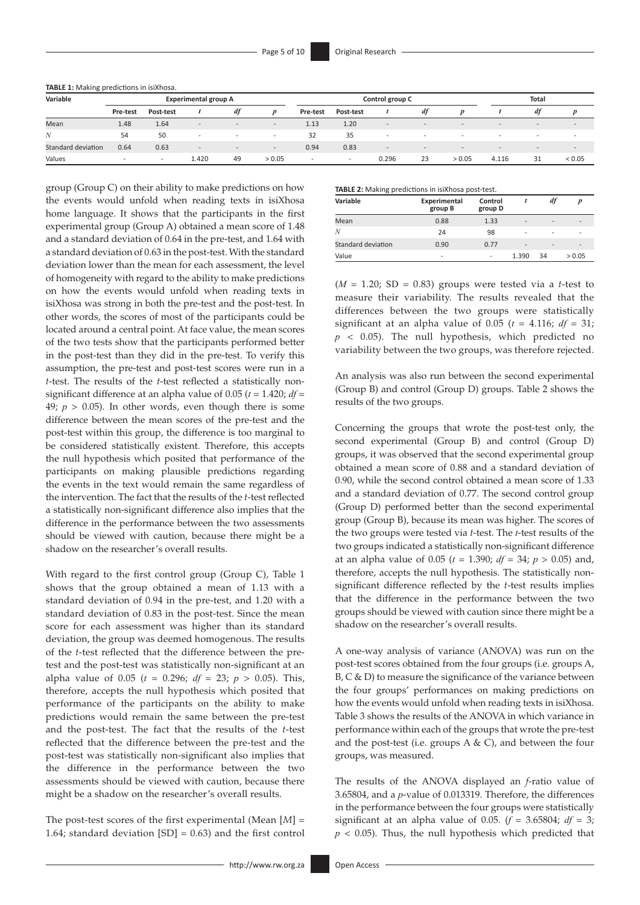**TABLE 1:** Making predictions in isiXhosa.

| Variable | Experimental group A | | | | | Control group C | | | | | Total | | |
|---|---|---|---|---|---|---|---|---|---|---|---|---|---|
| | Pre-test | Post-test | *t* | *df* | *p* | Pre-test | Post-test | *t* | *df* | *p* | *t* | *df* | *p* |
| Mean | 1.48 | 1.64 | - | - | - | 1.13 | 1.20 | - | - | - | - | - | - |
| *N* | 54 | 50 | - | - | - | 32 | 35 | - | - | - | - | - | - |
| Standard deviation | 0.64 | 0.63 | - | - | - | 0.94 | 0.83 | - | - | - | - | - | - |
| Values | - | - | 1.420 | 49 | > 0.05 | - | - | 0.296 | 23 | > 0.05 | 4.116 | 31 | < 0.05 |

group (Group C) on their ability to make predictions on how the events would unfold when reading texts in isiXhosa home language. It shows that the participants in the first experimental group (Group A) obtained a mean score of 1.48 and a standard deviation of 0.64 in the pre-test, and 1.64 with a standard deviation of 0.63 in the post-test. With the standard deviation lower than the mean for each assessment, the level of homogeneity with regard to the ability to make predictions on how the events would unfold when reading texts in isiXhosa was strong in both the pre-test and the post-test. In other words, the scores of most of the participants could be located around a central point. At face value, the mean scores of the two tests show that the participants performed better in the post-test than they did in the pre-test. To verify this assumption, the pre-test and post-test scores were run in a *t*-test. The results of the *t*-test reflected a statistically non-significant difference at an alpha value of 0.05 ($t$ = 1.420; $df$ = 49; $p > 0.05$). In other words, even though there is some difference between the mean scores of the pre-test and the post-test within this group, the difference is too marginal to be considered statistically existent. Therefore, this accepts the null hypothesis which posited that performance of the participants on making plausible predictions regarding the events in the text would remain the same regardless of the intervention. The fact that the results of the *t*-test reflected a statistically non-significant difference also implies that the difference in the performance between the two assessments should be viewed with caution, because there might be a shadow on the researcher's overall results.

With regard to the first control group (Group C), Table 1 shows that the group obtained a mean of 1.13 with a standard deviation of 0.94 in the pre-test, and 1.20 with a standard deviation of 0.83 in the post-test. Since the mean score for each assessment was higher than its standard deviation, the group was deemed homogenous. The results of the *t*-test reflected that the difference between the pre-test and the post-test was statistically non-significant at an alpha value of 0.05 ($t$ = 0.296; $df$ = 23; $p > 0.05$). This, therefore, accepts the null hypothesis which posited that performance of the participants on the ability to make predictions would remain the same between the pre-test and the post-test. The fact that the results of the *t*-test reflected that the difference between the pre-test and the post-test was statistically non-significant also implies that the difference in the performance between the two assessments should be viewed with caution, because there might be a shadow on the researcher's overall results.

The post-test scores of the first experimental (Mean [*M*] = 1.64; standard deviation [SD] = 0.63) and the first control

**TABLE 2:** Making predictions in isiXhosa post-test.

| Variable | Experimental group B | Control group D | *t* | *df* | *p* |
|---|---|---|---|---|---|
| Mean | 0.88 | 1.33 | - | - | - |
| *N* | 24 | 98 | - | - | - |
| Standard deviation | 0.90 | 0.77 | - | - | - |
| Value | - | - | 1.390 | 34 | > 0.05 |

($M$ = 1.20; SD = 0.83) groups were tested via a *t*-test to measure their variability. The results revealed that the differences between the two groups were statistically significant at an alpha value of 0.05 ($t$ = 4.116; $df$ = 31; $p < 0.05$). The null hypothesis, which predicted no variability between the two groups, was therefore rejected.

An analysis was also run between the second experimental (Group B) and control (Group D) groups. Table 2 shows the results of the two groups.

Concerning the groups that wrote the post-test only, the second experimental (Group B) and control (Group D) groups, it was observed that the second experimental group obtained a mean score of 0.88 and a standard deviation of 0.90, while the second control obtained a mean score of 1.33 and a standard deviation of 0.77. The second control group (Group D) performed better than the second experimental group (Group B), because its mean was higher. The scores of the two groups were tested via *t*-test. The *t*-test results of the two groups indicated a statistically non-significant difference at an alpha value of 0.05 ($t$ = 1.390; $df$ = 34; $p > 0.05$) and, therefore, accepts the null hypothesis. The statistically non-significant difference reflected by the *t*-test results implies that the difference in the performance between the two groups should be viewed with caution since there might be a shadow on the researcher's overall results.

A one-way analysis of variance (ANOVA) was run on the post-test scores obtained from the four groups (i.e. groups A, B, C & D) to measure the significance of the variance between the four groups' performances on making predictions on how the events would unfold when reading texts in isiXhosa. Table 3 shows the results of the ANOVA in which variance in performance within each of the groups that wrote the pre-test and the post-test (i.e. groups A & C), and between the four groups, was measured.

The results of the ANOVA displayed an *f*-ratio value of 3.65804, and a *p*-value of 0.013319. Therefore, the differences in the performance between the four groups were statistically significant at an alpha value of 0.05. ($f$ = 3.65804; $df$ = 3; $p < 0.05$). Thus, the null hypothesis which predicted that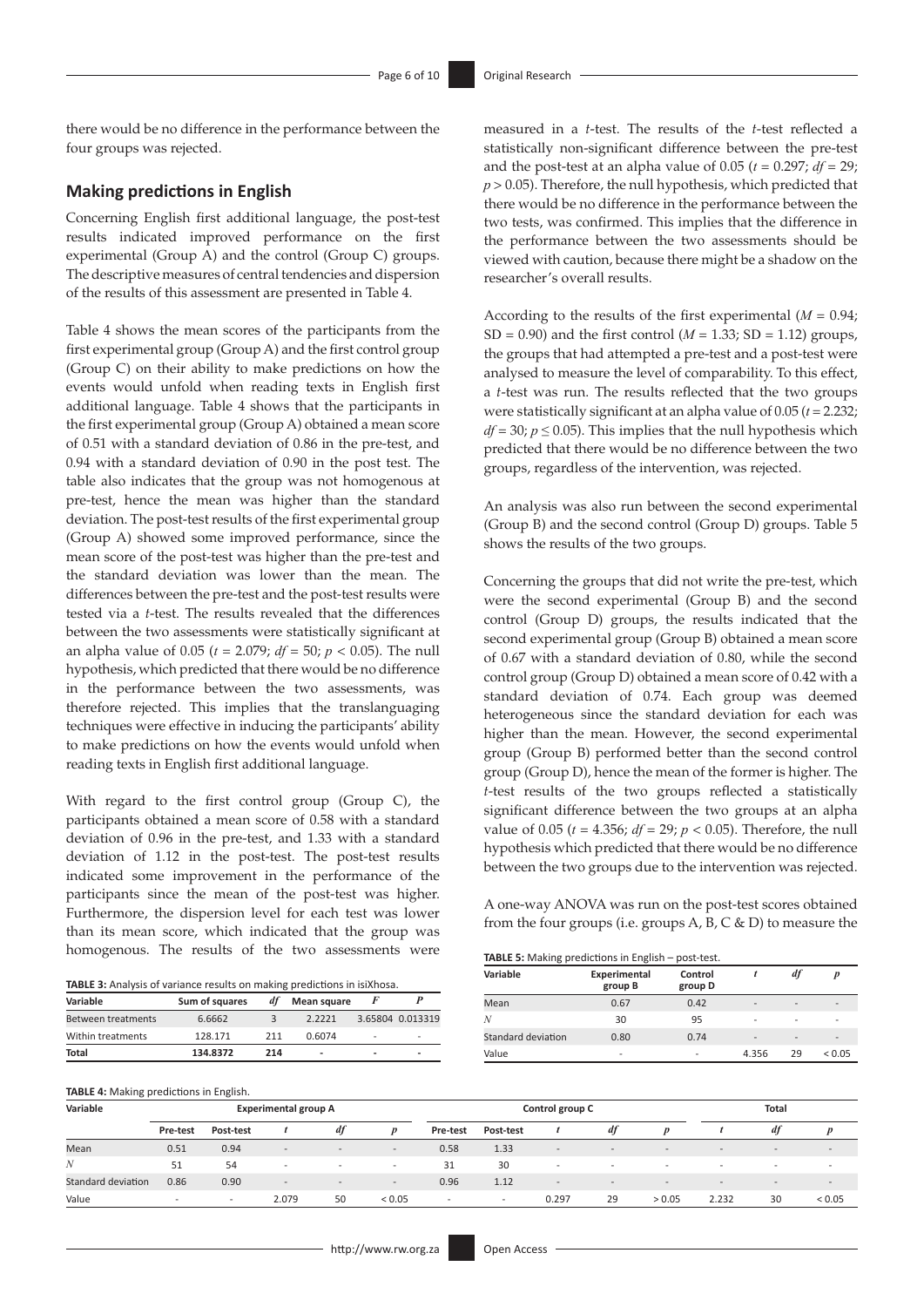there would be no difference in the performance between the four groups was rejected.

## Making predictions in English

Concerning English first additional language, the post-test results indicated improved performance on the first experimental (Group A) and the control (Group C) groups. The descriptive measures of central tendencies and dispersion of the results of this assessment are presented in Table 4.

Table 4 shows the mean scores of the participants from the first experimental group (Group A) and the first control group (Group C) on their ability to make predictions on how the events would unfold when reading texts in English first additional language. Table 4 shows that the participants in the first experimental group (Group A) obtained a mean score of 0.51 with a standard deviation of 0.86 in the pre-test, and 0.94 with a standard deviation of 0.90 in the post test. The table also indicates that the group was not homogenous at pre-test, hence the mean was higher than the standard deviation. The post-test results of the first experimental group (Group A) showed some improved performance, since the mean score of the post-test was higher than the pre-test and the standard deviation was lower than the mean. The differences between the pre-test and the post-test results were tested via a *t*-test. The results revealed that the differences between the two assessments were statistically significant at an alpha value of 0.05 ($t = 2.079$; $df = 50$; $p < 0.05$). The null hypothesis, which predicted that there would be no difference in the performance between the two assessments, was therefore rejected. This implies that the translanguaging techniques were effective in inducing the participants' ability to make predictions on how the events would unfold when reading texts in English first additional language.

With regard to the first control group (Group C), the participants obtained a mean score of 0.58 with a standard deviation of 0.96 in the pre-test, and 1.33 with a standard deviation of 1.12 in the post-test. The post-test results indicated some improvement in the performance of the participants since the mean of the post-test was higher. Furthermore, the dispersion level for each test was lower than its mean score, which indicated that the group was homogenous. The results of the two assessments were measured in a *t*-test. The results of the *t*-test reflected a statistically non-significant difference between the pre-test and the post-test at an alpha value of 0.05 ($t = 0.297$; $df = 29$; $p > 0.05$). Therefore, the null hypothesis, which predicted that there would be no difference in the performance between the two tests, was confirmed. This implies that the difference in the performance between the two assessments should be viewed with caution, because there might be a shadow on the researcher's overall results.

According to the results of the first experimental ($M = 0.94$; $SD = 0.90$) and the first control ($M = 1.33$; $SD = 1.12$) groups, the groups that had attempted a pre-test and a post-test were analysed to measure the level of comparability. To this effect, a *t*-test was run. The results reflected that the two groups were statistically significant at an alpha value of 0.05 ($t = 2.232$; $df = 30$; $p \leq 0.05$). This implies that the null hypothesis which predicted that there would be no difference between the two groups, regardless of the intervention, was rejected.

An analysis was also run between the second experimental (Group B) and the second control (Group D) groups. Table 5 shows the results of the two groups.

Concerning the groups that did not write the pre-test, which were the second experimental (Group B) and the second control (Group D) groups, the results indicated that the second experimental group (Group B) obtained a mean score of 0.67 with a standard deviation of 0.80, while the second control group (Group D) obtained a mean score of 0.42 with a standard deviation of 0.74. Each group was deemed heterogeneous since the standard deviation for each was higher than the mean. However, the second experimental group (Group B) performed better than the second control group (Group D), hence the mean of the former is higher. The *t*-test results of the two groups reflected a statistically significant difference between the two groups at an alpha value of 0.05 ($t = 4.356$; $df = 29$; $p < 0.05$). Therefore, the null hypothesis which predicted that there would be no difference between the two groups due to the intervention was rejected.

A one-way ANOVA was run on the post-test scores obtained from the four groups (i.e. groups A, B, C & D) to measure the

**TABLE 3:** Analysis of variance results on making predictions in isiXhosa.

| Variable | Sum of squares | *df* | Mean square | *F* | *P* |
|---|---|---|---|---|---|
| Between treatments | 6.6662 | 3 | 2.2221 | 3.65804 | 0.013319 |
| Within treatments | 128.171 | 211 | 0.6074 | - | - |
| **Total** | **134.8372** | **214** | **-** | **-** | **-** |

**TABLE 5:** Making predictions in English – post-test.

| Variable | Experimental group B | Control group D | *t* | *df* | *p* |
|---|---|---|---|---|---|
| Mean | 0.67 | 0.42 | - | - | - |
| *N* | 30 | 95 | - | - | - |
| Standard deviation | 0.80 | 0.74 | - | - | - |
| Value | - | - | 4.356 | 29 | < 0.05 |

**TABLE 4:** Making predictions in English.

| Variable | Experimental group A | | | | | Control group C | | | | | Total | | |
|---|---|---|---|---|---|---|---|---|---|---|---|---|---|
| | Pre-test | Post-test | *t* | *df* | *p* | Pre-test | Post-test | *t* | *df* | *p* | *t* | *df* | *p* |
| Mean | 0.51 | 0.94 | - | - | - | 0.58 | 1.33 | - | - | - | - | - | - |
| *N* | 51 | 54 | - | - | - | 31 | 30 | - | - | - | - | - | - |
| Standard deviation | 0.86 | 0.90 | - | - | - | 0.96 | 1.12 | - | - | - | - | - | - |
| Value | - | - | 2.079 | 50 | < 0.05 | - | - | 0.297 | 29 | > 0.05 | 2.232 | 30 | < 0.05 |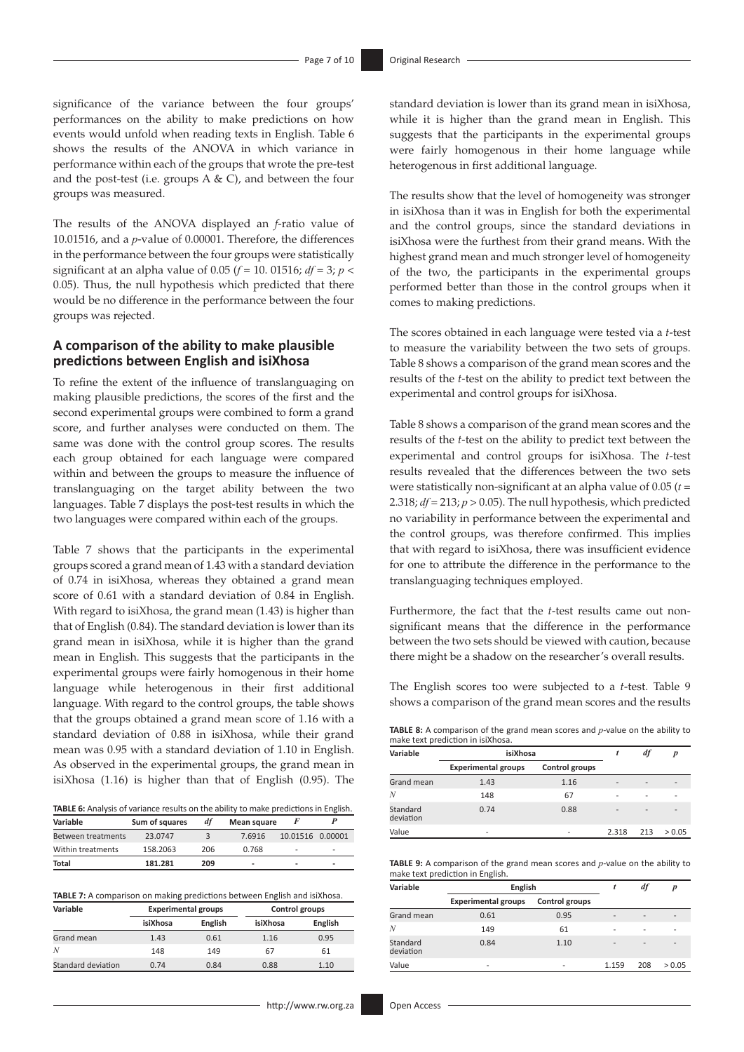significance of the variance between the four groups' performances on the ability to make predictions on how events would unfold when reading texts in English. Table 6 shows the results of the ANOVA in which variance in performance within each of the groups that wrote the pre-test and the post-test (i.e. groups A & C), and between the four groups was measured.

The results of the ANOVA displayed an *f*-ratio value of 10.01516, and a *p*-value of 0.00001. Therefore, the differences in the performance between the four groups were statistically significant at an alpha value of 0.05 ($f = 10.01516$; $df = 3$; $p < 0.05$). Thus, the null hypothesis which predicted that there would be no difference in the performance between the four groups was rejected.

**TABLE 6:** Analysis of variance results on the ability to make predictions in English.

| Variable | Sum of squares | *df* | Mean square | *F* | *P* |
|---|---|---|---|---|---|
| Between treatments | 23.0747 | 3 | 7.6916 | 10.01516 | 0.00001 |
| Within treatments | 158.2063 | 206 | 0.768 | - | - |
| **Total** | **181.281** | **209** | **-** | **-** | **-** |

## A comparison of the ability to make plausible predictions between English and isiXhosa

To refine the extent of the influence of translanguaging on making plausible predictions, the scores of the first and the second experimental groups were combined to form a grand score, and further analyses were conducted on them. The same was done with the control group scores. The results each group obtained for each language were compared within and between the groups to measure the influence of translanguaging on the target ability between the two languages. Table 7 displays the post-test results in which the two languages were compared within each of the groups.

Table 7 shows that the participants in the experimental groups scored a grand mean of 1.43 with a standard deviation of 0.74 in isiXhosa, whereas they obtained a grand mean score of 0.61 with a standard deviation of 0.84 in English. With regard to isiXhosa, the grand mean (1.43) is higher than that of English (0.84). The standard deviation is lower than its grand mean in isiXhosa, while it is higher than the grand mean in English. This suggests that the participants in the experimental groups were fairly homogenous in their home language while heterogenous in their first additional language. With regard to the control groups, the table shows that the groups obtained a grand mean score of 1.16 with a standard deviation of 0.88 in isiXhosa, while their grand mean was 0.95 with a standard deviation of 1.10 in English. As observed in the experimental groups, the grand mean in isiXhosa (1.16) is higher than that of English (0.95). The standard deviation is lower than its grand mean in isiXhosa, while it is higher than the grand mean in English. This suggests that the participants in the experimental groups were fairly homogenous in their home language while heterogenous in first additional language.

**TABLE 7:** A comparison on making predictions between English and isiXhosa.

| Variable | Experimental groups | | Control groups | |
|---|---|---|---|---|
| | isiXhosa | English | isiXhosa | English |
| Grand mean | 1.43 | 0.61 | 1.16 | 0.95 |
| *N* | 148 | 149 | 67 | 61 |
| Standard deviation | 0.74 | 0.84 | 0.88 | 1.10 |

The results show that the level of homogeneity was stronger in isiXhosa than it was in English for both the experimental and the control groups, since the standard deviations in isiXhosa were the furthest from their grand means. With the highest grand mean and much stronger level of homogeneity of the two, the participants in the experimental groups performed better than those in the control groups when it comes to making predictions.

The scores obtained in each language were tested via a *t*-test to measure the variability between the two sets of groups. Table 8 shows a comparison of the grand mean scores and the results of the *t*-test on the ability to predict text between the experimental and control groups for isiXhosa.

Table 8 shows a comparison of the grand mean scores and the results of the *t*-test on the ability to predict text between the experimental and control groups for isiXhosa. The *t*-test results revealed that the differences between the two sets were statistically non-significant at an alpha value of 0.05 ($t = 2.318$; $df = 213$; $p > 0.05$). The null hypothesis, which predicted no variability in performance between the experimental and the control groups, was therefore confirmed. This implies that with regard to isiXhosa, there was insufficient evidence for one to attribute the difference in the performance to the translanguaging techniques employed.

Furthermore, the fact that the *t*-test results came out non-significant means that the difference in the performance between the two sets should be viewed with caution, because there might be a shadow on the researcher's overall results.

The English scores too were subjected to a *t*-test. Table 9 shows a comparison of the grand mean scores and the results

**TABLE 8:** A comparison of the grand mean scores and *p*-value on the ability to make text prediction in isiXhosa.

| Variable | isiXhosa | | *t* | *df* | *p* |
|---|---|---|---|---|---|
| | Experimental groups | Control groups | | | |
| Grand mean | 1.43 | 1.16 | - | - | - |
| *N* | 148 | 67 | - | - | - |
| Standard deviation | 0.74 | 0.88 | - | - | - |
| Value | - | - | 2.318 | 213 | > 0.05 |

**TABLE 9:** A comparison of the grand mean scores and *p*-value on the ability to make text prediction in English.

| Variable | English | | *t* | *df* | *p* |
|---|---|---|---|---|---|
| | Experimental groups | Control groups | | | |
| Grand mean | 0.61 | 0.95 | - | - | - |
| *N* | 149 | 61 | - | - | - |
| Standard deviation | 0.84 | 1.10 | - | - | - |
| Value | - | - | 1.159 | 208 | > 0.05 |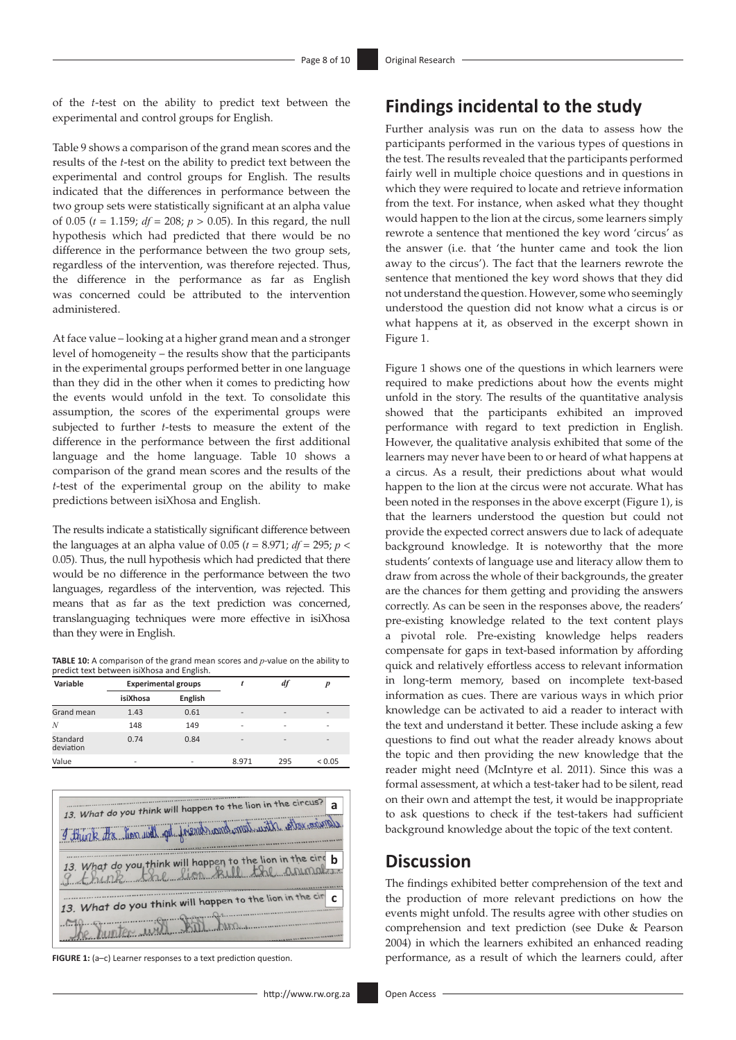of the *t*-test on the ability to predict text between the experimental and control groups for English.

Table 9 shows a comparison of the grand mean scores and the results of the *t*-test on the ability to predict text between the experimental and control groups for English. The results indicated that the differences in performance between the two group sets were statistically significant at an alpha value of 0.05 ($t = 1.159$; $df = 208$; $p > 0.05$). In this regard, the null hypothesis which had predicted that there would be no difference in the performance between the two group sets, regardless of the intervention, was therefore rejected. Thus, the difference in the performance as far as English was concerned could be attributed to the intervention administered.

At face value – looking at a higher grand mean and a stronger level of homogeneity – the results show that the participants in the experimental groups performed better in one language than they did in the other when it comes to predicting how the events would unfold in the text. To consolidate this assumption, the scores of the experimental groups were subjected to further *t*-tests to measure the extent of the difference in the performance between the first additional language and the home language. Table 10 shows a comparison of the grand mean scores and the results of the *t*-test of the experimental group on the ability to make predictions between isiXhosa and English.

The results indicate a statistically significant difference between the languages at an alpha value of 0.05 ($t = 8.971$; $df = 295$; $p < 0.05$). Thus, the null hypothesis which had predicted that there would be no difference in the performance between the two languages, regardless of the intervention, was rejected. This means that as far as the text prediction was concerned, translanguaging techniques were more effective in isiXhosa than they were in English.

**TABLE 10:** A comparison of the grand mean scores and *p*-value on the ability to predict text between isiXhosa and English.

| Variable | Experimental groups | | *t* | *df* | *p* |
|---|---|---|---|---|---|
| | isiXhosa | English | | | |
| Grand mean | 1.43 | 0.61 | - | - | - |
| *N* | 148 | 149 | - | - | - |
| Standard deviation | 0.74 | 0.84 | - | - | - |
| Value | - | - | 8.971 | 295 | < 0.05 |

**FIGURE 1:** (a–c) Learner responses to a text prediction question.

## Findings incidental to the study

Further analysis was run on the data to assess how the participants performed in the various types of questions in the test. The results revealed that the participants performed fairly well in multiple choice questions and in questions in which they were required to locate and retrieve information from the text. For instance, when asked what they thought would happen to the lion at the circus, some learners simply rewrote a sentence that mentioned the key word 'circus' as the answer (i.e. that 'the hunter came and took the lion away to the circus'). The fact that the learners rewrote the sentence that mentioned the key word shows that they did not understand the question. However, some who seemingly understood the question did not know what a circus is or what happens at it, as observed in the excerpt shown in Figure 1.

Figure 1 shows one of the questions in which learners were required to make predictions about how the events might unfold in the story. The results of the quantitative analysis showed that the participants exhibited an improved performance with regard to text prediction in English. However, the qualitative analysis exhibited that some of the learners may never have been to or heard of what happens at a circus. As a result, their predictions about what would happen to the lion at the circus were not accurate. What has been noted in the responses in the above excerpt (Figure 1), is that the learners understood the question but could not provide the expected correct answers due to lack of adequate background knowledge. It is noteworthy that the more students' contexts of language use and literacy allow them to draw from across the whole of their backgrounds, the greater are the chances for them getting and providing the answers correctly. As can be seen in the responses above, the readers' pre-existing knowledge related to the text content plays a pivotal role. Pre-existing knowledge helps readers compensate for gaps in text-based information by affording quick and relatively effortless access to relevant information in long-term memory, based on incomplete text-based information as cues. There are various ways in which prior knowledge can be activated to aid a reader to interact with the text and understand it better. These include asking a few questions to find out what the reader already knows about the topic and then providing the new knowledge that the reader might need (McIntyre et al. 2011). Since this was a formal assessment, at which a test-taker had to be silent, read on their own and attempt the test, it would be inappropriate to ask questions to check if the test-takers had sufficient background knowledge about the topic of the text content.

## Discussion

The findings exhibited better comprehension of the text and the production of more relevant predictions on how the events might unfold. The results agree with other studies on comprehension and text prediction (see Duke & Pearson 2004) in which the learners exhibited an enhanced reading performance, as a result of which the learners could, after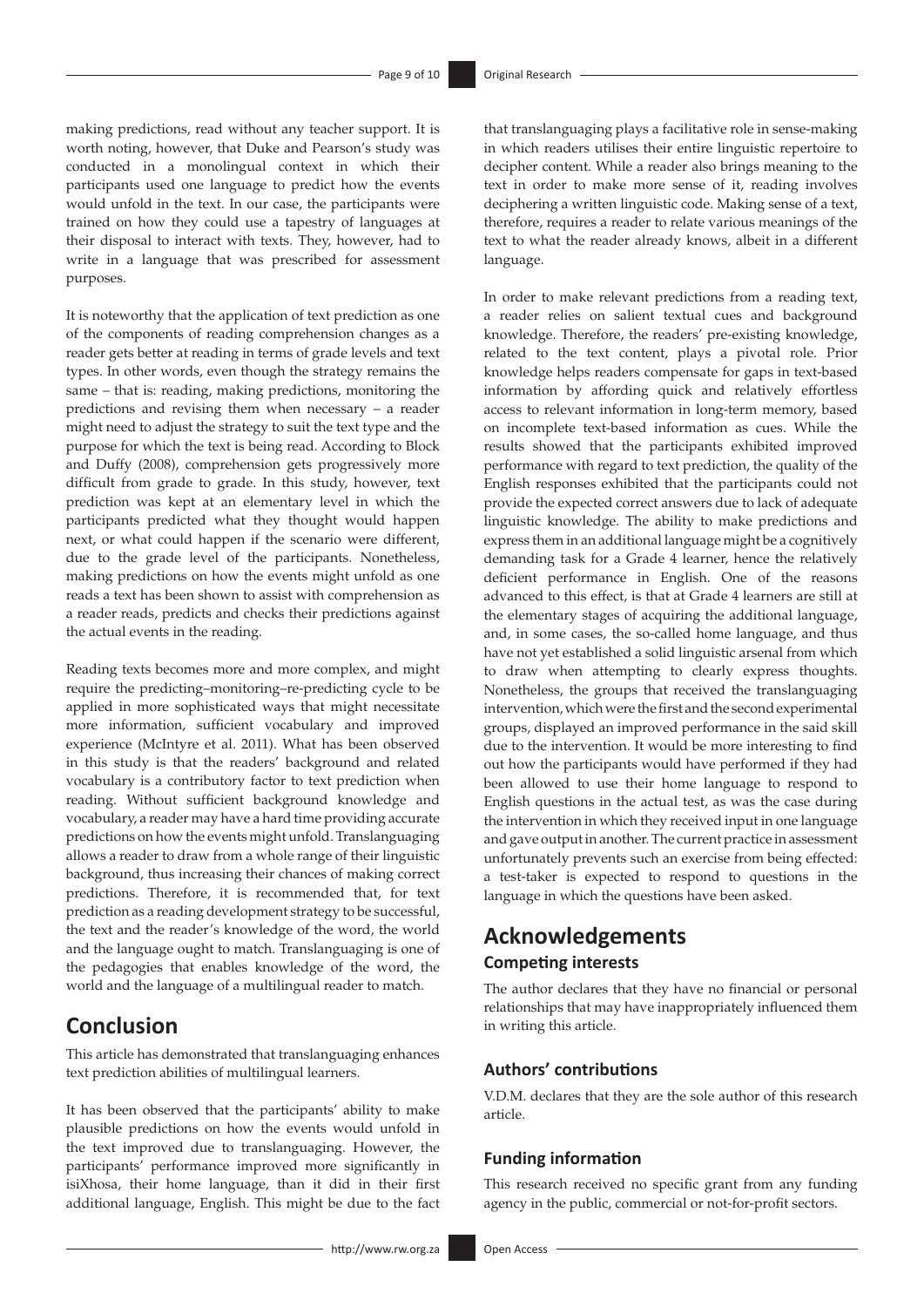making predictions, read without any teacher support. It is worth noting, however, that Duke and Pearson's study was conducted in a monolingual context in which their participants used one language to predict how the events would unfold in the text. In our case, the participants were trained on how they could use a tapestry of languages at their disposal to interact with texts. They, however, had to write in a language that was prescribed for assessment purposes.

It is noteworthy that the application of text prediction as one of the components of reading comprehension changes as a reader gets better at reading in terms of grade levels and text types. In other words, even though the strategy remains the same – that is: reading, making predictions, monitoring the predictions and revising them when necessary – a reader might need to adjust the strategy to suit the text type and the purpose for which the text is being read. According to Block and Duffy (2008), comprehension gets progressively more difficult from grade to grade. In this study, however, text prediction was kept at an elementary level in which the participants predicted what they thought would happen next, or what could happen if the scenario were different, due to the grade level of the participants. Nonetheless, making predictions on how the events might unfold as one reads a text has been shown to assist with comprehension as a reader reads, predicts and checks their predictions against the actual events in the reading.

Reading texts becomes more and more complex, and might require the predicting–monitoring–re-predicting cycle to be applied in more sophisticated ways that might necessitate more information, sufficient vocabulary and improved experience (McIntyre et al. 2011). What has been observed in this study is that the readers' background and related vocabulary is a contributory factor to text prediction when reading. Without sufficient background knowledge and vocabulary, a reader may have a hard time providing accurate predictions on how the events might unfold. Translanguaging allows a reader to draw from a whole range of their linguistic background, thus increasing their chances of making correct predictions. Therefore, it is recommended that, for text prediction as a reading development strategy to be successful, the text and the reader's knowledge of the word, the world and the language ought to match. Translanguaging is one of the pedagogies that enables knowledge of the word, the world and the language of a multilingual reader to match.

## Conclusion

This article has demonstrated that translanguaging enhances text prediction abilities of multilingual learners.

It has been observed that the participants' ability to make plausible predictions on how the events would unfold in the text improved due to translanguaging. However, the participants' performance improved more significantly in isiXhosa, their home language, than it did in their first additional language, English. This might be due to the fact that translanguaging plays a facilitative role in sense-making in which readers utilises their entire linguistic repertoire to decipher content. While a reader also brings meaning to the text in order to make more sense of it, reading involves deciphering a written linguistic code. Making sense of a text, therefore, requires a reader to relate various meanings of the text to what the reader already knows, albeit in a different language.

In order to make relevant predictions from a reading text, a reader relies on salient textual cues and background knowledge. Therefore, the readers' pre-existing knowledge, related to the text content, plays a pivotal role. Prior knowledge helps readers compensate for gaps in text-based information by affording quick and relatively effortless access to relevant information in long-term memory, based on incomplete text-based information as cues. While the results showed that the participants exhibited improved performance with regard to text prediction, the quality of the English responses exhibited that the participants could not provide the expected correct answers due to lack of adequate linguistic knowledge. The ability to make predictions and express them in an additional language might be a cognitively demanding task for a Grade 4 learner, hence the relatively deficient performance in English. One of the reasons advanced to this effect, is that at Grade 4 learners are still at the elementary stages of acquiring the additional language, and, in some cases, the so-called home language, and thus have not yet established a solid linguistic arsenal from which to draw when attempting to clearly express thoughts. Nonetheless, the groups that received the translanguaging intervention, which were the first and the second experimental groups, displayed an improved performance in the said skill due to the intervention. It would be more interesting to find out how the participants would have performed if they had been allowed to use their home language to respond to English questions in the actual test, as was the case during the intervention in which they received input in one language and gave output in another. The current practice in assessment unfortunately prevents such an exercise from being effected: a test-taker is expected to respond to questions in the language in which the questions have been asked.

## Acknowledgements

### Competing interests

The author declares that they have no financial or personal relationships that may have inappropriately influenced them in writing this article.

### Authors' contributions

V.D.M. declares that they are the sole author of this research article.

### Funding information

This research received no specific grant from any funding agency in the public, commercial or not-for-profit sectors.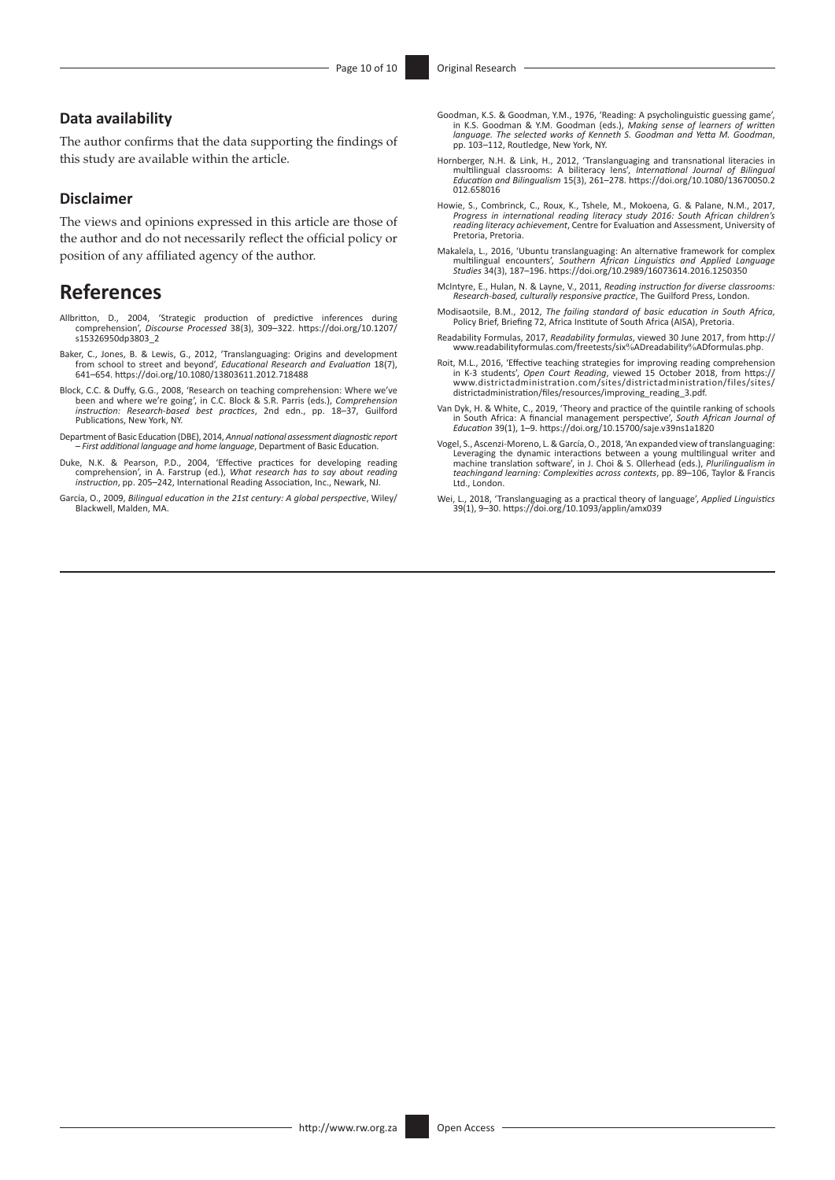## Data availability

The author confirms that the data supporting the findings of this study are available within the article.

## Disclaimer

The views and opinions expressed in this article are those of the author and do not necessarily reflect the official policy or position of any affiliated agency of the author.

# References

Allbritton, D., 2004, 'Strategic production of predictive inferences during comprehension', *Discourse Processed* 38(3), 309–322. https://doi.org/10.1207/s15326950dp3803_2

Baker, C., Jones, B. & Lewis, G., 2012, 'Translanguaging: Origins and development from school to street and beyond', *Educational Research and Evaluation* 18(7), 641–654. https://doi.org/10.1080/13803611.2012.718488

Block, C.C. & Duffy, G.G., 2008, 'Research on teaching comprehension: Where we've been and where we're going', in C.C. Block & S.R. Parris (eds.), *Comprehension instruction: Research-based best practices*, 2nd edn., pp. 18–37, Guilford Publications, New York, NY.

Department of Basic Education (DBE), 2014, *Annual national assessment diagnostic report – First additional language and home language*, Department of Basic Education.

Duke, N.K. & Pearson, P.D., 2004, 'Effective practices for developing reading comprehension', in A. Farstrup (ed.), *What research has to say about reading instruction*, pp. 205–242, International Reading Association, Inc., Newark, NJ.

García, O., 2009, *Bilingual education in the 21st century: A global perspective*, Wiley/Blackwell, Malden, MA.

Goodman, K.S. & Goodman, Y.M., 1976, 'Reading: A psycholinguistic guessing game', in K.S. Goodman & Y.M. Goodman (eds.), *Making sense of learners of written language. The selected works of Kenneth S. Goodman and Yetta M. Goodman*, pp. 103–112, Routledge, New York, NY.

Hornberger, N.H. & Link, H., 2012, 'Translanguaging and transnational literacies in multilingual classrooms: A biliteracy lens', *International Journal of Bilingual Education and Bilingualism* 15(3), 261–278. https://doi.org/10.1080/13670050.2012.658016

Howie, S., Combrinck, C., Roux, K., Tshele, M., Mokoena, G. & Palane, N.M., 2017, *Progress in international reading literacy study 2016: South African children's reading literacy achievement*, Centre for Evaluation and Assessment, University of Pretoria, Pretoria.

Makalela, L., 2016, 'Ubuntu translanguaging: An alternative framework for complex multilingual encounters', *Southern African Linguistics and Applied Language Studies* 34(3), 187–196. https://doi.org/10.2989/16073614.2016.1250350

McIntyre, E., Hulan, N. & Layne, V., 2011, *Reading instruction for diverse classrooms: Research-based, culturally responsive practice*, The Guilford Press, London.

Modisaotsile, B.M., 2012, *The failing standard of basic education in South Africa*, Policy Brief, Briefing 72, Africa Institute of South Africa (AISA), Pretoria.

Readability Formulas, 2017, *Readability formulas*, viewed 30 June 2017, from http://www.readabilityformulas.com/freetests/six%ADreadability%ADformulas.php.

Roit, M.L., 2016, 'Effective teaching strategies for improving reading comprehension in K-3 students', *Open Court Reading*, viewed 15 October 2018, from https://www.districtadministration.com/sites/districtadministration/files/sites/districtadministration/files/resources/improving_reading_3.pdf.

Van Dyk, H. & White, C., 2019, 'Theory and practice of the quintile ranking of schools in South Africa: A financial management perspective', *South African Journal of Education* 39(1), 1–9. https://doi.org/10.15700/saje.v39ns1a1820

Vogel, S., Ascenzi-Moreno, L. & García, O., 2018, 'An expanded view of translanguaging: Leveraging the dynamic interactions between a young multilingual writer and machine translation software', in J. Choi & S. Ollerhead (eds.), *Plurilingualism in teachingand learning: Complexities across contexts*, pp. 89–106, Taylor & Francis Ltd., London.

Wei, L., 2018, 'Translanguaging as a practical theory of language', *Applied Linguistics* 39(1), 9–30. https://doi.org/10.1093/applin/amx039